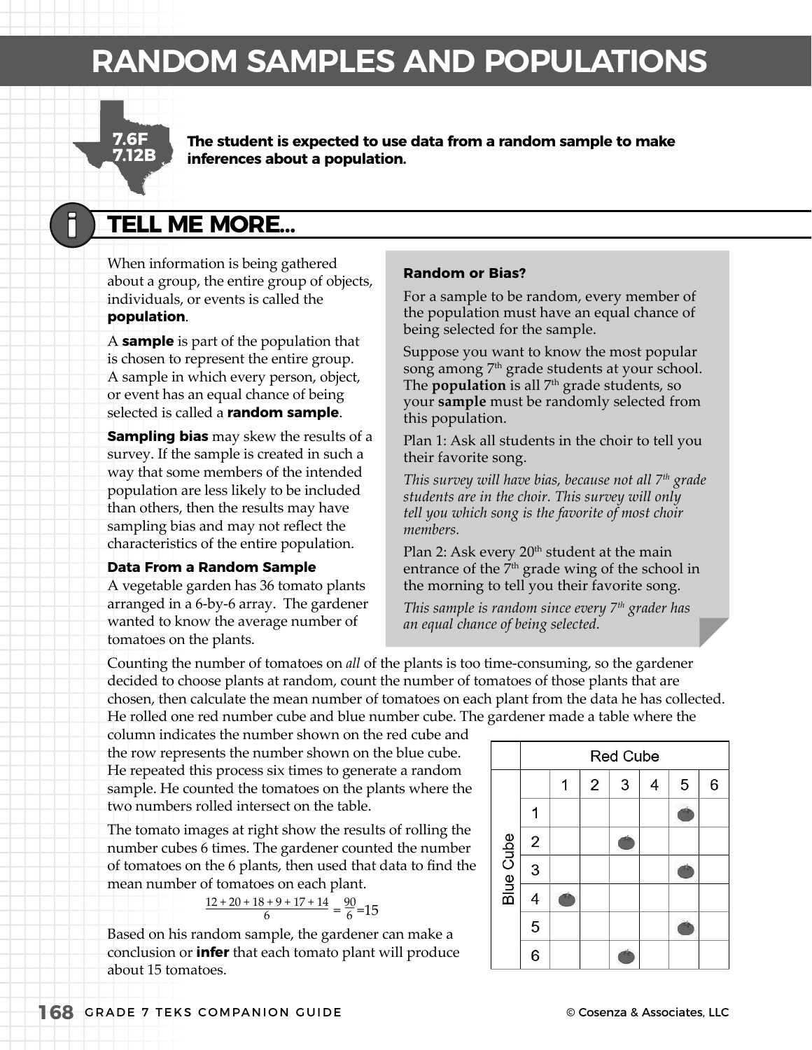# RANDOM SAMPLES AND POPULATIONS

**7.6F**
**7.12B**

**The student is expected to use data from a random sample to make inferences about a population.**

## TELL ME MORE...

When information is being gathered about a group, the entire group of objects, individuals, or events is called the **population**.

A **sample** is part of the population that is chosen to represent the entire group. A sample in which every person, object, or event has an equal chance of being selected is called a **random sample**.

**Sampling bias** may skew the results of a survey. If the sample is created in such a way that some members of the intended population are less likely to be included than others, then the results may have sampling bias and may not reflect the characteristics of the entire population.

**Random or Bias?**

For a sample to be random, every member of the population must have an equal chance of being selected for the sample.

Suppose you want to know the most popular song among 7th grade students at your school. The **population** is all 7th grade students, so your **sample** must be randomly selected from this population.

Plan 1: Ask all students in the choir to tell you their favorite song.

*This survey will have bias, because not all 7th grade students are in the choir. This survey will only tell you which song is the favorite of most choir members.*

Plan 2: Ask every 20th student at the main entrance of the 7th grade wing of the school in the morning to tell you their favorite song.

*This sample is random since every 7th grader has an equal chance of being selected.*

### Data From a Random Sample

A vegetable garden has 36 tomato plants arranged in a 6-by-6 array. The gardener wanted to know the average number of tomatoes on the plants.

Counting the number of tomatoes on *all* of the plants is too time-consuming, so the gardener decided to choose plants at random, count the number of tomatoes of those plants that are chosen, then calculate the mean number of tomatoes on each plant from the data he has collected. He rolled one red number cube and blue number cube. The gardener made a table where the column indicates the number shown on the red cube and the row represents the number shown on the blue cube. He repeated this process six times to generate a random sample. He counted the tomatoes on the plants where the two numbers rolled intersect on the table.

| | Red Cube | | | | | |
|---|---|---|---|---|---|---|
| **Blue Cube** | 1 | 2 | 3 | 4 | 5 | 6 |
| 1 | | | | | ● | |
| 2 | | | ● | | | |
| 3 | | | | | ● | |
| 4 | ● | | | | | |
| 5 | | | | | ● | |
| 6 | | | ● | | | |

The tomato images at right show the results of rolling the number cubes 6 times. The gardener counted the number of tomatoes on the 6 plants, then used that data to find the mean number of tomatoes on each plant.

$$\frac{12 + 20 + 18 + 9 + 17 + 14}{6} = \frac{90}{6} = 15$$

Based on his random sample, the gardener can make a conclusion or **infer** that each tomato plant will produce about 15 tomatoes.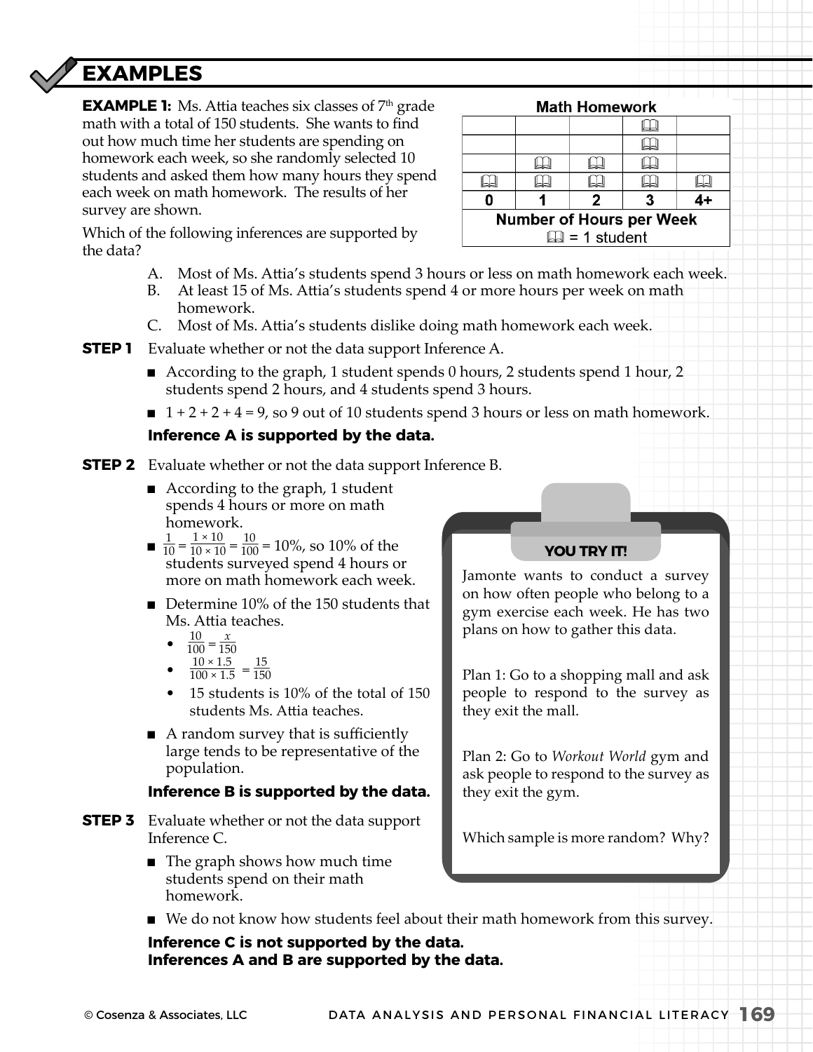## EXAMPLES

**EXAMPLE 1:** Ms. Attia teaches six classes of 7th grade math with a total of 150 students. She wants to find out how much time her students are spending on homework each week, so she randomly selected 10 students and asked them how many hours they spend each week on math homework. The results of her survey are shown.

**Math Homework**

| 0 | 1 | 2 | 3 | 4+ |
|---|---|---|---|---|
| 1 | 2 | 2 | 4 | 1 |

Number of Hours per Week
📖 = 1 student

Which of the following inferences are supported by the data?

A. Most of Ms. Attia's students spend 3 hours or less on math homework each week.
B. At least 15 of Ms. Attia's students spend 4 or more hours per week on math homework.
C. Most of Ms. Attia's students dislike doing math homework each week.

**STEP 1** Evaluate whether or not the data support Inference A.

- According to the graph, 1 student spends 0 hours, 2 students spend 1 hour, 2 students spend 2 hours, and 4 students spend 3 hours.
- $1 + 2 + 2 + 4 = 9$, so 9 out of 10 students spend 3 hours or less on math homework.

**Inference A is supported by the data.**

**STEP 2** Evaluate whether or not the data support Inference B.

- According to the graph, 1 student spends 4 hours or more on math homework.
- $\frac{1}{10} = \frac{1 \times 10}{10 \times 10} = \frac{10}{100} = 10\%$, so 10% of the students surveyed spend 4 hours or more on math homework each week.
- Determine 10% of the 150 students that Ms. Attia teaches.
  - $\frac{10}{100} = \frac{x}{150}$
  - $\frac{10 \times 1.5}{100 \times 1.5} = \frac{15}{150}$
  - 15 students is 10% of the total of 150 students Ms. Attia teaches.
- A random survey that is sufficiently large tends to be representative of the population.

**Inference B is supported by the data.**

**STEP 3** Evaluate whether or not the data support Inference C.

- The graph shows how much time students spend on their math homework.
- We do not know how students feel about their math homework from this survey.

**Inference C is not supported by the data.**
**Inferences A and B are supported by the data.**

**YOU TRY IT!**

Jamonte wants to conduct a survey on how often people who belong to a gym exercise each week. He has two plans on how to gather this data.

Plan 1: Go to a shopping mall and ask people to respond to the survey as they exit the mall.

Plan 2: Go to *Workout World* gym and ask people to respond to the survey as they exit the gym.

Which sample is more random? Why?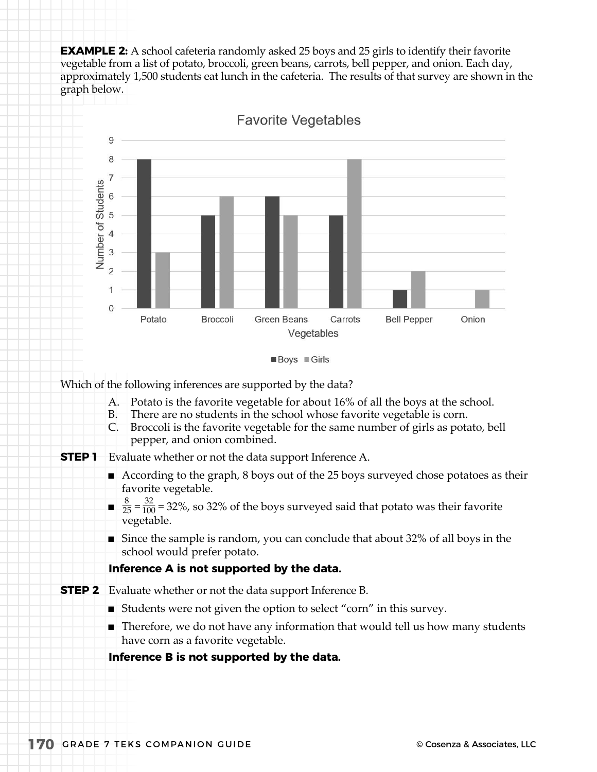**EXAMPLE 2:** A school cafeteria randomly asked 25 boys and 25 girls to identify their favorite vegetable from a list of potato, broccoli, green beans, carrots, bell pepper, and onion. Each day, approximately 1,500 students eat lunch in the cafeteria. The results of that survey are shown in the graph below.

**Favorite Vegetables**

| Vegetables | Boys | Girls |
|---|---|---|
| Potato | 8 | 3 |
| Broccoli | 5 | 6 |
| Green Beans | 6 | 5 |
| Carrots | 5 | 8 |
| Bell Pepper | 1 | 2 |
| Onion | 0 | 1 |

Which of the following inferences are supported by the data?

A. Potato is the favorite vegetable for about 16% of all the boys at the school.
B. There are no students in the school whose favorite vegetable is corn.
C. Broccoli is the favorite vegetable for the same number of girls as potato, bell pepper, and onion combined.

**STEP 1** Evaluate whether or not the data support Inference A.

- According to the graph, 8 boys out of the 25 boys surveyed chose potatoes as their favorite vegetable.
- $\frac{8}{25} = \frac{32}{100} = 32\%$, so 32% of the boys surveyed said that potato was their favorite vegetable.
- Since the sample is random, you can conclude that about 32% of all boys in the school would prefer potato.

**Inference A is not supported by the data.**

**STEP 2** Evaluate whether or not the data support Inference B.

- Students were not given the option to select "corn" in this survey.
- Therefore, we do not have any information that would tell us how many students have corn as a favorite vegetable.

**Inference B is not supported by the data.**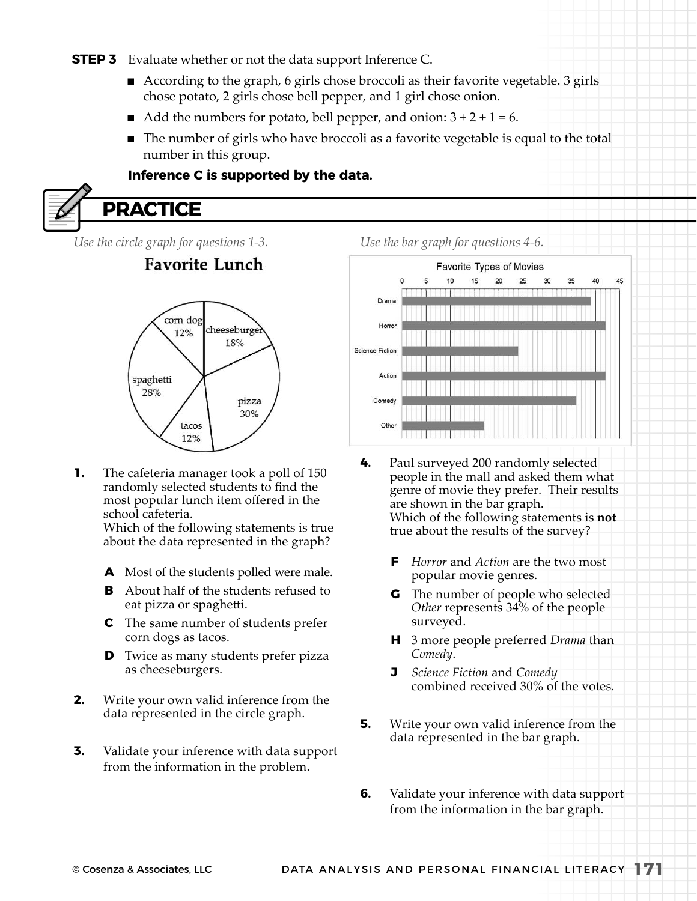**STEP 3** Evaluate whether or not the data support Inference C.

- According to the graph, 6 girls chose broccoli as their favorite vegetable. 3 girls chose potato, 2 girls chose bell pepper, and 1 girl chose onion.
- Add the numbers for potato, bell pepper, and onion: 3 + 2 + 1 = 6.
- The number of girls who have broccoli as a favorite vegetable is equal to the total number in this group.

**Inference C is supported by the data.**

## PRACTICE

*Use the circle graph for questions 1-3.*

**Favorite Lunch**

| Lunch | Percent |
|---|---|
| corn dog | 12% |
| cheeseburger | 18% |
| pizza | 30% |
| tacos | 12% |
| spaghetti | 28% |

**1.** The cafeteria manager took a poll of 150 randomly selected students to find the most popular lunch item offered in the school cafeteria.
Which of the following statements is true about the data represented in the graph?

- **A** Most of the students polled were male.
- **B** About half of the students refused to eat pizza or spaghetti.
- **C** The same number of students prefer corn dogs as tacos.
- **D** Twice as many students prefer pizza as cheeseburgers.

**2.** Write your own valid inference from the data represented in the circle graph.

**3.** Validate your inference with data support from the information in the problem.

*Use the bar graph for questions 4-6.*

**Favorite Types of Movies**

| Genre | Number of people |
|---|---|
| Drama | 39 |
| Horror | 42 |
| Science Fiction | 24 |
| Action | 42 |
| Comedy | 36 |
| Other | 17 |

**4.** Paul surveyed 200 randomly selected people in the mall and asked them what genre of movie they prefer. Their results are shown in the bar graph.
Which of the following statements is **not** true about the results of the survey?

- **F** *Horror* and *Action* are the two most popular movie genres.
- **G** The number of people who selected *Other* represents 34% of the people surveyed.
- **H** 3 more people preferred *Drama* than *Comedy*.
- **J** *Science Fiction* and *Comedy* combined received 30% of the votes.

**5.** Write your own valid inference from the data represented in the bar graph.

**6.** Validate your inference with data support from the information in the bar graph.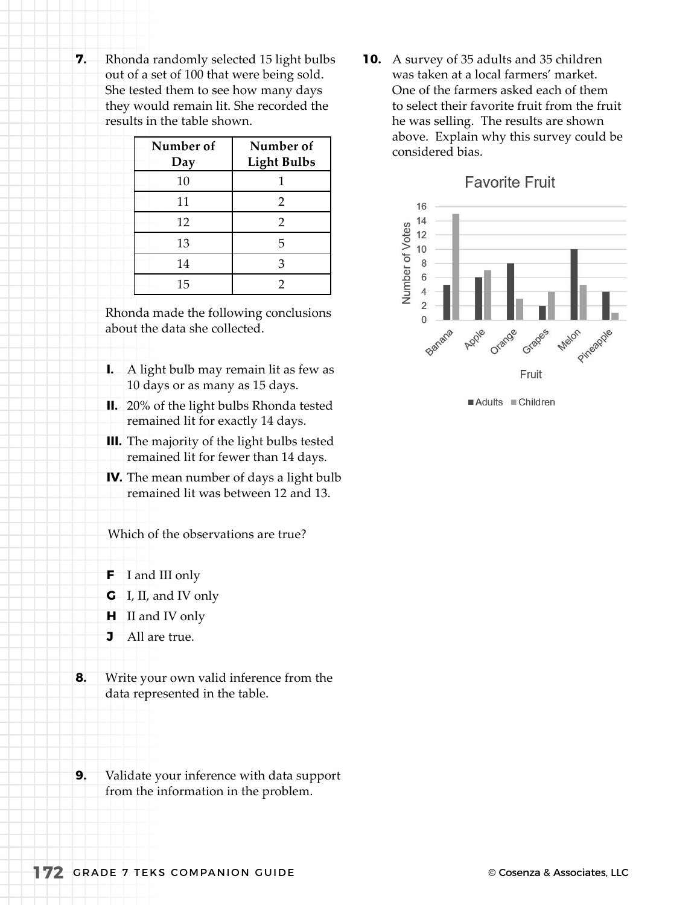**7.** Rhonda randomly selected 15 light bulbs out of a set of 100 that were being sold. She tested them to see how many days they would remain lit. She recorded the results in the table shown.

| Number of Day | Number of Light Bulbs |
|---|---|
| 10 | 1 |
| 11 | 2 |
| 12 | 2 |
| 13 | 5 |
| 14 | 3 |
| 15 | 2 |

Rhonda made the following conclusions about the data she collected.

**I.** A light bulb may remain lit as few as 10 days or as many as 15 days.

**II.** 20% of the light bulbs Rhonda tested remained lit for exactly 14 days.

**III.** The majority of the light bulbs tested remained lit for fewer than 14 days.

**IV.** The mean number of days a light bulb remained lit was between 12 and 13.

Which of the observations are true?

**F** I and III only

**G** I, II, and IV only

**H** II and IV only

**J** All are true.

**8.** Write your own valid inference from the data represented in the table.

**9.** Validate your inference with data support from the information in the problem.

**10.** A survey of 35 adults and 35 children was taken at a local farmers' market. One of the farmers asked each of them to select their favorite fruit from the fruit he was selling. The results are shown above. Explain why this survey could be considered bias.

Favorite Fruit

Number of Votes

16
14
12
10
8
6
4
2
0

Banana
Apple
Orange
Grapes
Melon
Pineapple

Fruit

Adults
Children